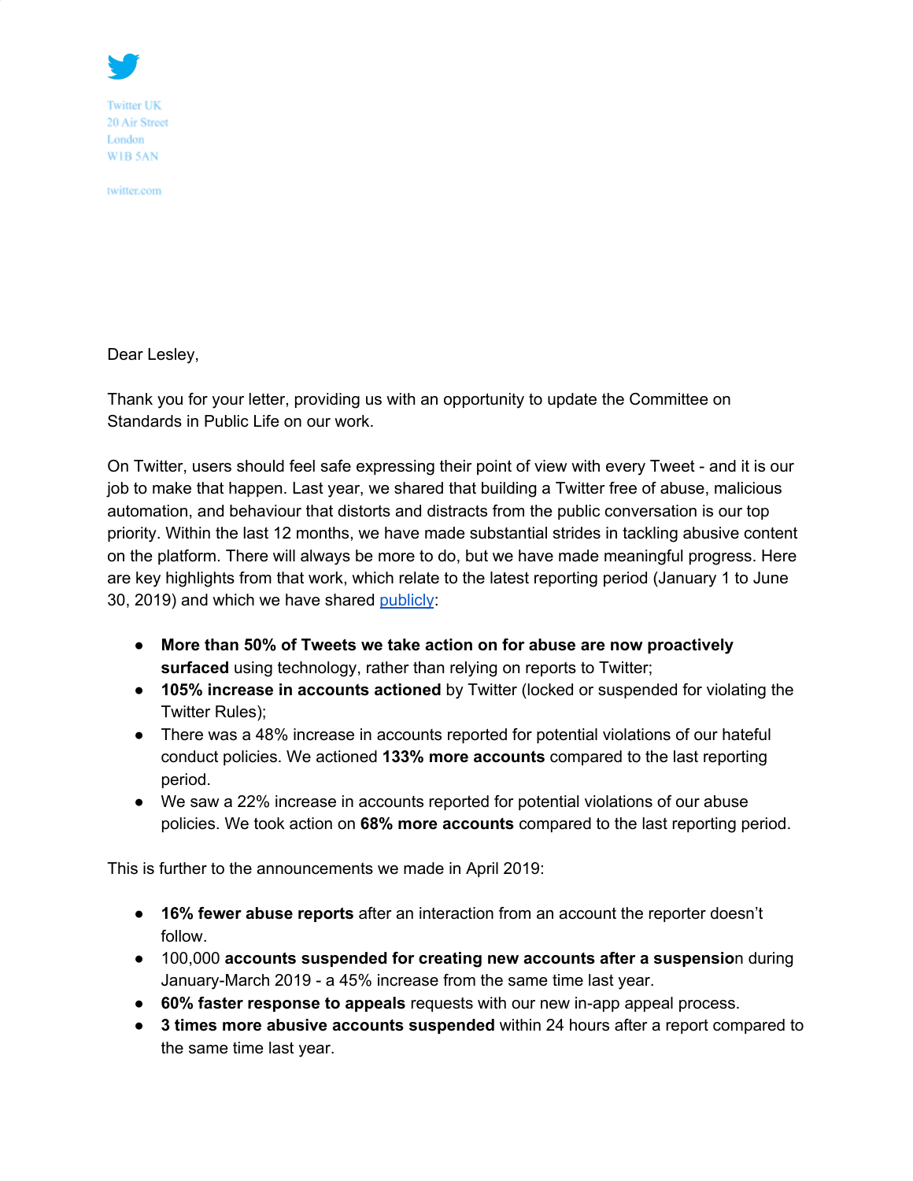Twitter UK
20 Air Street
London
W1B 5AN

twitter.com

Dear Lesley,

Thank you for your letter, providing us with an opportunity to update the Committee on Standards in Public Life on our work.

On Twitter, users should feel safe expressing their point of view with every Tweet - and it is our job to make that happen. Last year, we shared that building a Twitter free of abuse, malicious automation, and behaviour that distorts and distracts from the public conversation is our top priority. Within the last 12 months, we have made substantial strides in tackling abusive content on the platform. There will always be more to do, but we have made meaningful progress. Here are key highlights from that work, which relate to the latest reporting period (January 1 to June 30, 2019) and which we have shared publicly:

- **More than 50% of Tweets we take action on for abuse are now proactively surfaced** using technology, rather than relying on reports to Twitter;
- **105% increase in accounts actioned** by Twitter (locked or suspended for violating the Twitter Rules);
- There was a 48% increase in accounts reported for potential violations of our hateful conduct policies. We actioned **133% more accounts** compared to the last reporting period.
- We saw a 22% increase in accounts reported for potential violations of our abuse policies. We took action on **68% more accounts** compared to the last reporting period.

This is further to the announcements we made in April 2019:

- **16% fewer abuse reports** after an interaction from an account the reporter doesn't follow.
- 100,000 **accounts suspended for creating new accounts after a suspension** during January-March 2019 - a 45% increase from the same time last year.
- **60% faster response to appeals** requests with our new in-app appeal process.
- **3 times more abusive accounts suspended** within 24 hours after a report compared to the same time last year.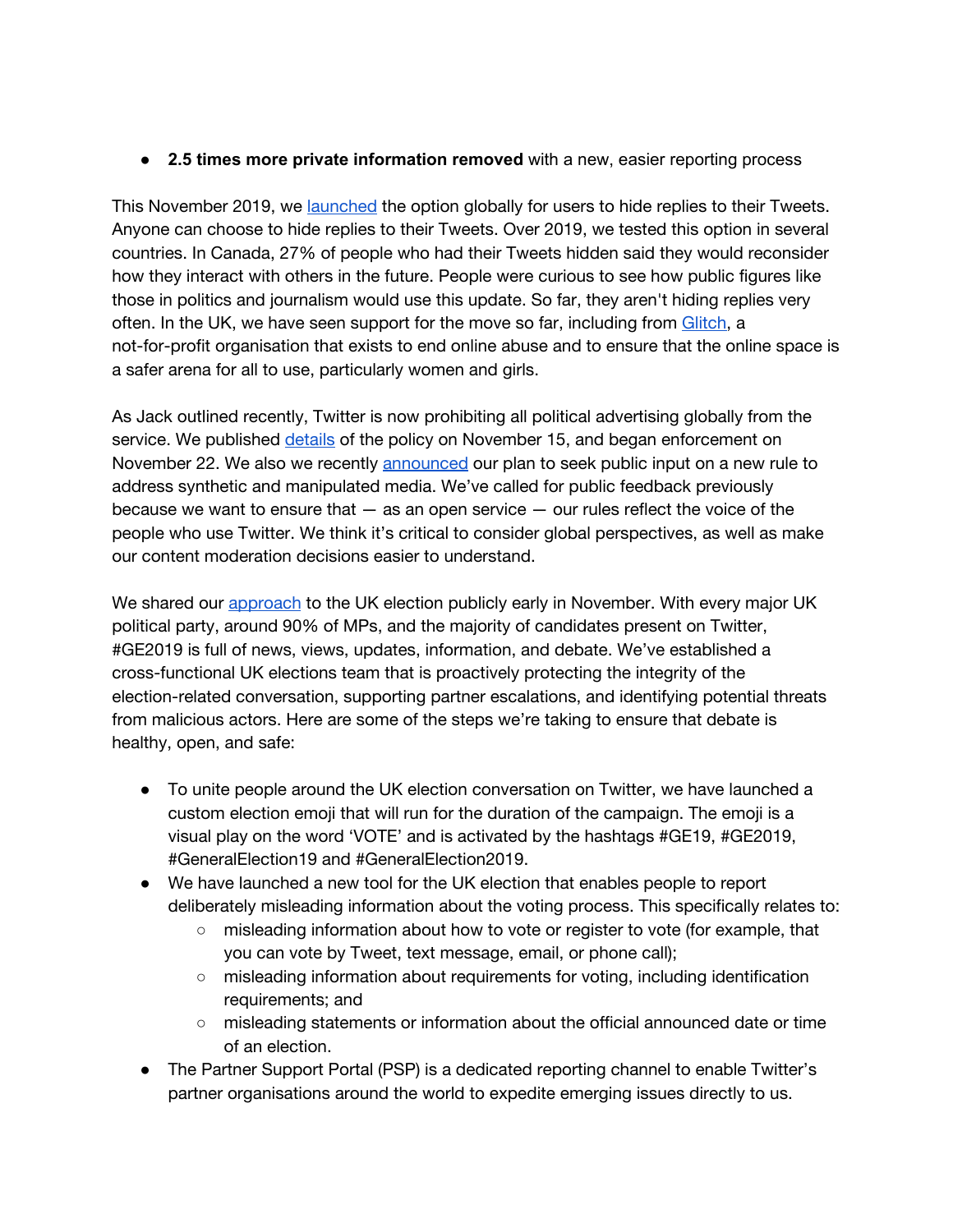- **2.5 times more private information removed** with a new, easier reporting process

This November 2019, we [launched](launched) the option globally for users to hide replies to their Tweets. Anyone can choose to hide replies to their Tweets. Over 2019, we tested this option in several countries. In Canada, 27% of people who had their Tweets hidden said they would reconsider how they interact with others in the future. People were curious to see how public figures like those in politics and journalism would use this update. So far, they aren't hiding replies very often. In the UK, we have seen support for the move so far, including from [Glitch](Glitch), a not-for-profit organisation that exists to end online abuse and to ensure that the online space is a safer arena for all to use, particularly women and girls.

As Jack outlined recently, Twitter is now prohibiting all political advertising globally from the service. We published [details](details) of the policy on November 15, and began enforcement on November 22. We also recently [announced](announced) our plan to seek public input on a new rule to address synthetic and manipulated media. We've called for public feedback previously because we want to ensure that — as an open service — our rules reflect the voice of the people who use Twitter. We think it's critical to consider global perspectives, as well as make our content moderation decisions easier to understand.

We shared our [approach](approach) to the UK election publicly early in November. With every major UK political party, around 90% of MPs, and the majority of candidates present on Twitter, #GE2019 is full of news, views, updates, information, and debate. We've established a cross-functional UK elections team that is proactively protecting the integrity of the election-related conversation, supporting partner escalations, and identifying potential threats from malicious actors. Here are some of the steps we're taking to ensure that debate is healthy, open, and safe:

- To unite people around the UK election conversation on Twitter, we have launched a custom election emoji that will run for the duration of the campaign. The emoji is a visual play on the word 'VOTE' and is activated by the hashtags #GE19, #GE2019, #GeneralElection19 and #GeneralElection2019.
- We have launched a new tool for the UK election that enables people to report deliberately misleading information about the voting process. This specifically relates to:
  - misleading information about how to vote or register to vote (for example, that you can vote by Tweet, text message, email, or phone call);
  - misleading information about requirements for voting, including identification requirements; and
  - misleading statements or information about the official announced date or time of an election.
- The Partner Support Portal (PSP) is a dedicated reporting channel to enable Twitter's partner organisations around the world to expedite emerging issues directly to us.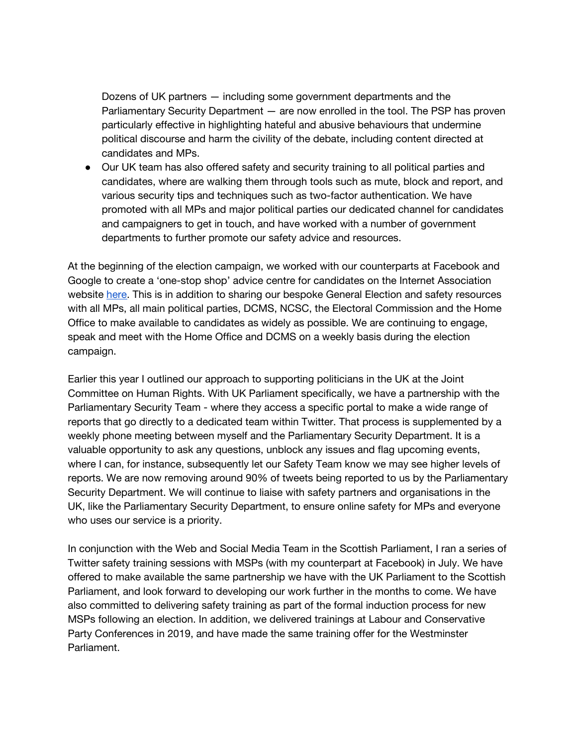Dozens of UK partners — including some government departments and the Parliamentary Security Department — are now enrolled in the tool. The PSP has proven particularly effective in highlighting hateful and abusive behaviours that undermine political discourse and harm the civility of the debate, including content directed at candidates and MPs.

- Our UK team has also offered safety and security training to all political parties and candidates, where are walking them through tools such as mute, block and report, and various security tips and techniques such as two-factor authentication. We have promoted with all MPs and major political parties our dedicated channel for candidates and campaigners to get in touch, and have worked with a number of government departments to further promote our safety advice and resources.

At the beginning of the election campaign, we worked with our counterparts at Facebook and Google to create a 'one-stop shop' advice centre for candidates on the Internet Association website here. This is in addition to sharing our bespoke General Election and safety resources with all MPs, all main political parties, DCMS, NCSC, the Electoral Commission and the Home Office to make available to candidates as widely as possible. We are continuing to engage, speak and meet with the Home Office and DCMS on a weekly basis during the election campaign.

Earlier this year I outlined our approach to supporting politicians in the UK at the Joint Committee on Human Rights. With UK Parliament specifically, we have a partnership with the Parliamentary Security Team - where they access a specific portal to make a wide range of reports that go directly to a dedicated team within Twitter. That process is supplemented by a weekly phone meeting between myself and the Parliamentary Security Department. It is a valuable opportunity to ask any questions, unblock any issues and flag upcoming events, where I can, for instance, subsequently let our Safety Team know we may see higher levels of reports. We are now removing around 90% of tweets being reported to us by the Parliamentary Security Department. We will continue to liaise with safety partners and organisations in the UK, like the Parliamentary Security Department, to ensure online safety for MPs and everyone who uses our service is a priority.

In conjunction with the Web and Social Media Team in the Scottish Parliament, I ran a series of Twitter safety training sessions with MSPs (with my counterpart at Facebook) in July. We have offered to make available the same partnership we have with the UK Parliament to the Scottish Parliament, and look forward to developing our work further in the months to come. We have also committed to delivering safety training as part of the formal induction process for new MSPs following an election. In addition, we delivered trainings at Labour and Conservative Party Conferences in 2019, and have made the same training offer for the Westminster Parliament.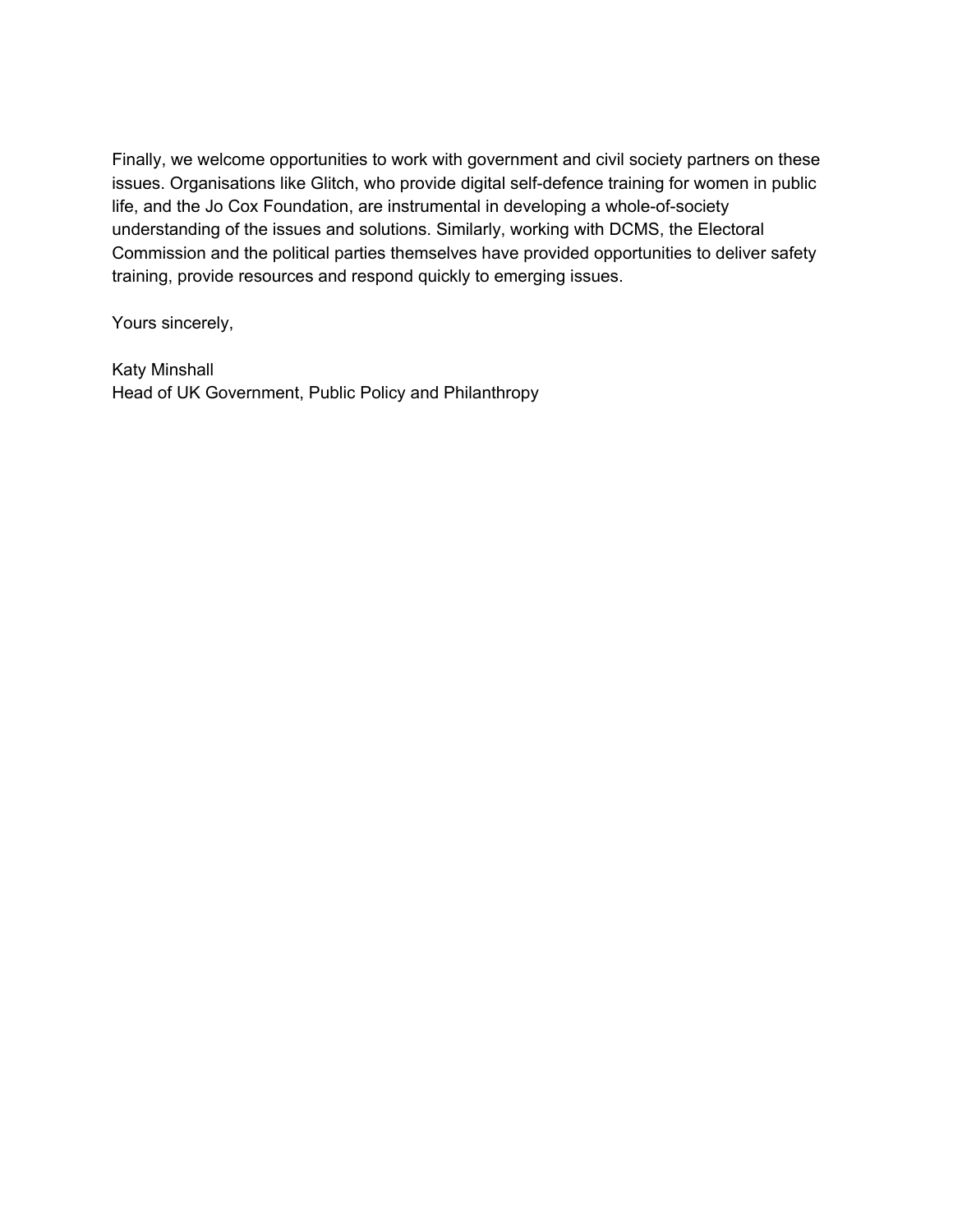Finally, we welcome opportunities to work with government and civil society partners on these issues. Organisations like Glitch, who provide digital self-defence training for women in public life, and the Jo Cox Foundation, are instrumental in developing a whole-of-society understanding of the issues and solutions. Similarly, working with DCMS, the Electoral Commission and the political parties themselves have provided opportunities to deliver safety training, provide resources and respond quickly to emerging issues.

Yours sincerely,

Katy Minshall
Head of UK Government, Public Policy and Philanthropy